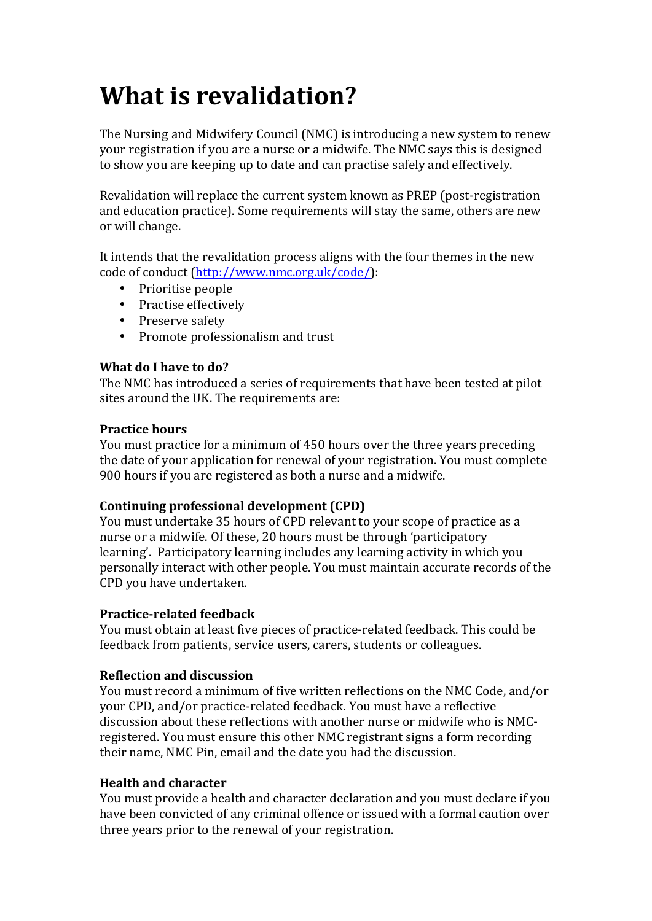# What is revalidation?

The Nursing and Midwifery Council (NMC) is introducing a new system to renew your registration if you are a nurse or a midwife. The NMC says this is designed to show you are keeping up to date and can practise safely and effectively.

Revalidation will replace the current system known as PREP (post-registration and education practice). Some requirements will stay the same, others are new or will change.

It intends that the revalidation process aligns with the four themes in the new code of conduct (http://www.nmc.org.uk/code/):

- Prioritise people
- Practise effectively
- Preserve safety
- Promote professionalism and trust

**What do I have to do?**
The NMC has introduced a series of requirements that have been tested at pilot sites around the UK. The requirements are:

**Practice hours**
You must practice for a minimum of 450 hours over the three years preceding the date of your application for renewal of your registration. You must complete 900 hours if you are registered as both a nurse and a midwife.

**Continuing professional development (CPD)**
You must undertake 35 hours of CPD relevant to your scope of practice as a nurse or a midwife. Of these, 20 hours must be through 'participatory learning'. Participatory learning includes any learning activity in which you personally interact with other people. You must maintain accurate records of the CPD you have undertaken.

**Practice-related feedback**
You must obtain at least five pieces of practice-related feedback. This could be feedback from patients, service users, carers, students or colleagues.

**Reflection and discussion**
You must record a minimum of five written reflections on the NMC Code, and/or your CPD, and/or practice-related feedback. You must have a reflective discussion about these reflections with another nurse or midwife who is NMC-registered. You must ensure this other NMC registrant signs a form recording their name, NMC Pin, email and the date you had the discussion.

**Health and character**
You must provide a health and character declaration and you must declare if you have been convicted of any criminal offence or issued with a formal caution over three years prior to the renewal of your registration.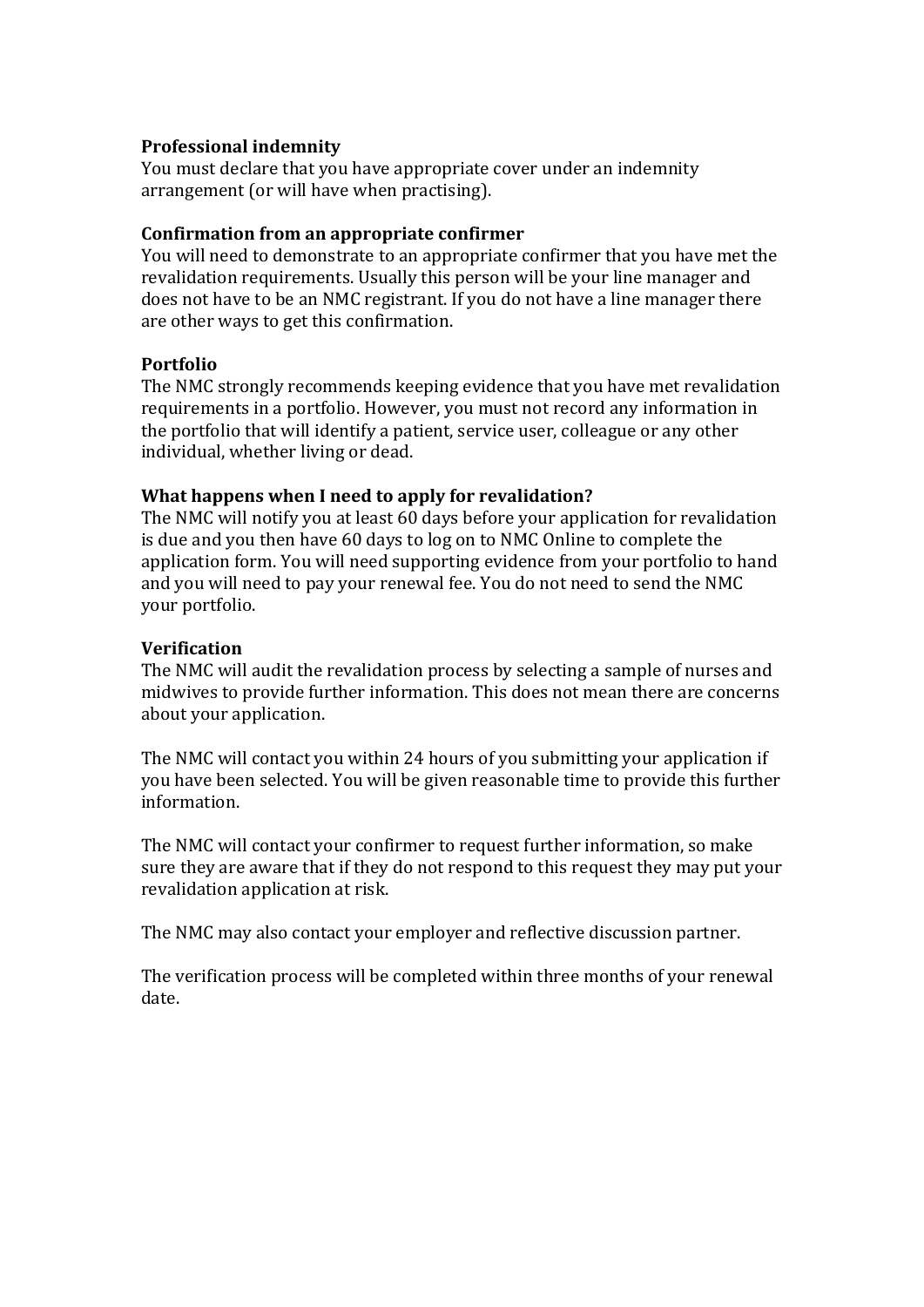**Professional indemnity**
You must declare that you have appropriate cover under an indemnity arrangement (or will have when practising).

**Confirmation from an appropriate confirmer**
You will need to demonstrate to an appropriate confirmer that you have met the revalidation requirements. Usually this person will be your line manager and does not have to be an NMC registrant. If you do not have a line manager there are other ways to get this confirmation.

**Portfolio**
The NMC strongly recommends keeping evidence that you have met revalidation requirements in a portfolio. However, you must not record any information in the portfolio that will identify a patient, service user, colleague or any other individual, whether living or dead.

**What happens when I need to apply for revalidation?**
The NMC will notify you at least 60 days before your application for revalidation is due and you then have 60 days to log on to NMC Online to complete the application form. You will need supporting evidence from your portfolio to hand and you will need to pay your renewal fee. You do not need to send the NMC your portfolio.

**Verification**
The NMC will audit the revalidation process by selecting a sample of nurses and midwives to provide further information. This does not mean there are concerns about your application.

The NMC will contact you within 24 hours of you submitting your application if you have been selected. You will be given reasonable time to provide this further information.

The NMC will contact your confirmer to request further information, so make sure they are aware that if they do not respond to this request they may put your revalidation application at risk.

The NMC may also contact your employer and reflective discussion partner.

The verification process will be completed within three months of your renewal date.